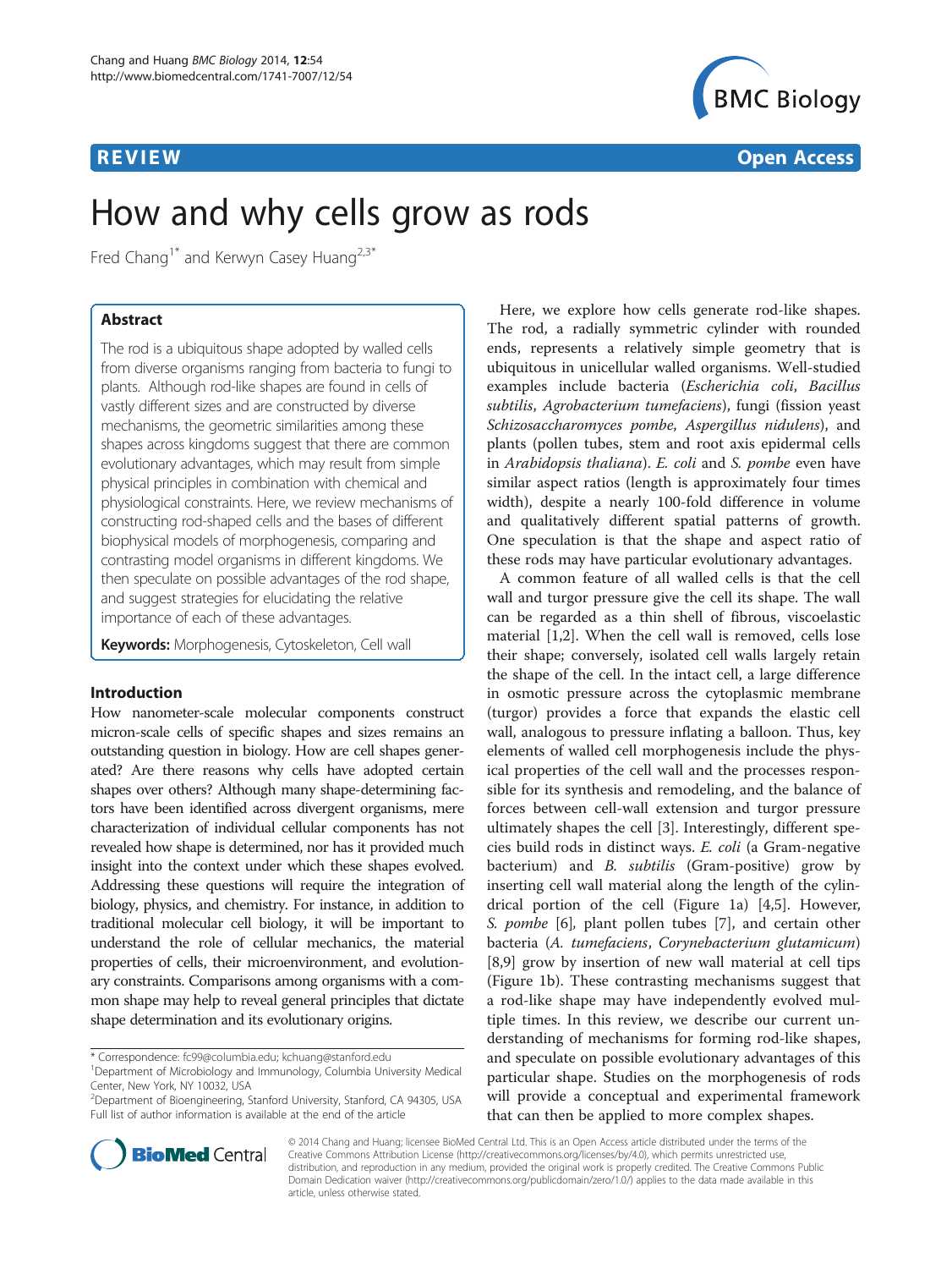REVIEW Open Access

# How and why cells grow as rods

Fred Chang[1*] and Kerwyn Casey Huang[2,3*]

## Abstract

The rod is a ubiquitous shape adopted by walled cells from diverse organisms ranging from bacteria to fungi to plants. Although rod-like shapes are found in cells of vastly different sizes and are constructed by diverse mechanisms, the geometric similarities among these shapes across kingdoms suggest that there are common evolutionary advantages, which may result from simple physical principles in combination with chemical and physiological constraints. Here, we review mechanisms of constructing rod-shaped cells and the bases of different biophysical models of morphogenesis, comparing and contrasting model organisms in different kingdoms. We then speculate on possible advantages of the rod shape, and suggest strategies for elucidating the relative importance of each of these advantages.

**Keywords:** Morphogenesis, Cytoskeleton, Cell wall

## Introduction

How nanometer-scale molecular components construct micron-scale cells of specific shapes and sizes remains an outstanding question in biology. How are cell shapes generated? Are there reasons why cells have adopted certain shapes over others? Although many shape-determining factors have been identified across divergent organisms, mere characterization of individual cellular components has not revealed how shape is determined, nor has it provided much insight into the context under which these shapes evolved. Addressing these questions will require the integration of biology, physics, and chemistry. For instance, in addition to traditional molecular cell biology, it will be important to understand the role of cellular mechanics, the material properties of cells, their microenvironment, and evolutionary constraints. Comparisons among organisms with a common shape may help to reveal general principles that dictate shape determination and its evolutionary origins.

Here, we explore how cells generate rod-like shapes. The rod, a radially symmetric cylinder with rounded ends, represents a relatively simple geometry that is ubiquitous in unicellular walled organisms. Well-studied examples include bacteria (*Escherichia coli*, *Bacillus subtilis*, *Agrobacterium tumefaciens*), fungi (fission yeast *Schizosaccharomyces pombe*, *Aspergillus nidulens*), and plants (pollen tubes, stem and root axis epidermal cells in *Arabidopsis thaliana*). *E. coli* and *S. pombe* even have similar aspect ratios (length is approximately four times width), despite a nearly 100-fold difference in volume and qualitatively different spatial patterns of growth. One speculation is that the shape and aspect ratio of these rods may have particular evolutionary advantages.

A common feature of all walled cells is that the cell wall and turgor pressure give the cell its shape. The wall can be regarded as a thin shell of fibrous, viscoelastic material [1,2]. When the cell wall is removed, cells lose their shape; conversely, isolated cell walls largely retain the shape of the cell. In the intact cell, a large difference in osmotic pressure across the cytoplasmic membrane (turgor) provides a force that expands the elastic cell wall, analogous to pressure inflating a balloon. Thus, key elements of walled cell morphogenesis include the physical properties of the cell wall and the processes responsible for its synthesis and remodeling, and the balance of forces between cell-wall extension and turgor pressure ultimately shapes the cell [3]. Interestingly, different species build rods in distinct ways. *E. coli* (a Gram-negative bacterium) and *B. subtilis* (Gram-positive) grow by inserting cell wall material along the length of the cylindrical portion of the cell (Figure 1a) [4,5]. However, *S. pombe* [6], plant pollen tubes [7], and certain other bacteria (*A. tumefaciens*, *Corynebacterium glutamicum*) [8,9] grow by insertion of new wall material at cell tips (Figure 1b). These contrasting mechanisms suggest that a rod-like shape may have independently evolved multiple times. In this review, we describe our current understanding of mechanisms for forming rod-like shapes, and speculate on possible evolutionary advantages of this particular shape. Studies on the morphogenesis of rods will provide a conceptual and experimental framework that can then be applied to more complex shapes.

\* Correspondence: fc99@columbia.edu; kchuang@stanford.edu
[1]Department of Microbiology and Immunology, Columbia University Medical Center, New York, NY 10032, USA
[2]Department of Bioengineering, Stanford University, Stanford, CA 94305, USA
Full list of author information is available at the end of the article

© 2014 Chang and Huang; licensee BioMed Central Ltd. This is an Open Access article distributed under the terms of the Creative Commons Attribution License (http://creativecommons.org/licenses/by/4.0), which permits unrestricted use, distribution, and reproduction in any medium, provided the original work is properly credited. The Creative Commons Public Domain Dedication waiver (http://creativecommons.org/publicdomain/zero/1.0/) applies to the data made available in this article, unless otherwise stated.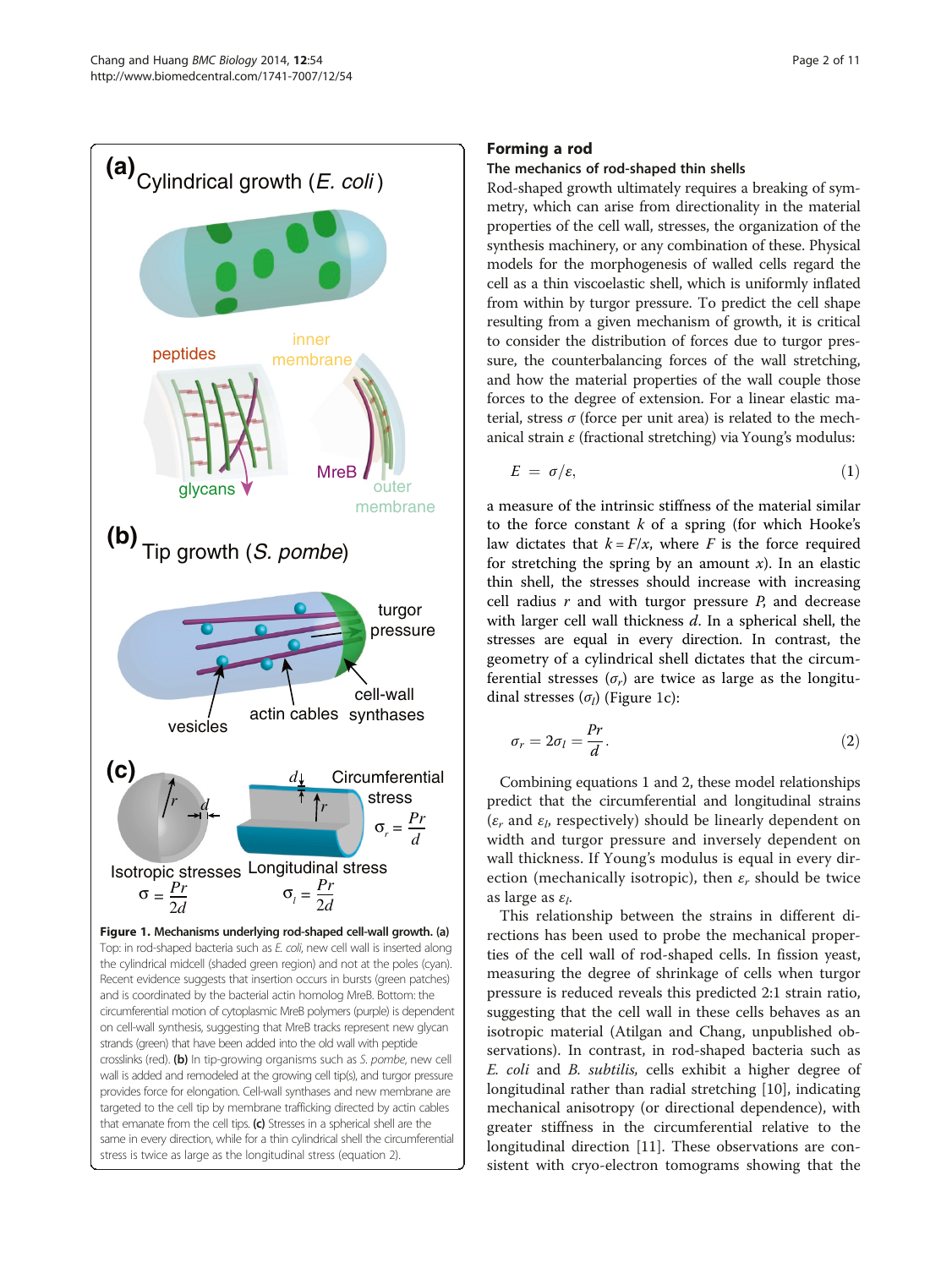Figure 1. Mechanisms underlying rod-shaped cell-wall growth. **(a)** Top: in rod-shaped bacteria such as *E. coli*, new cell wall is inserted along the cylindrical midcell (shaded green region) and not at the poles (cyan). Recent evidence suggests that insertion occurs in bursts (green patches) and is coordinated by the bacterial actin homolog MreB. Bottom: the circumferential motion of cytoplasmic MreB polymers (purple) is dependent on cell-wall synthesis, suggesting that MreB tracks represent new glycan strands (green) that have been added into the old wall with peptide crosslinks (red). **(b)** In tip-growing organisms such as *S. pombe*, new cell wall is added and remodeled at the growing cell tip(s), and turgor pressure provides force for elongation. Cell-wall synthases and new membrane are targeted to the cell tip by membrane trafficking directed by actin cables that emanate from the cell tips. **(c)** Stresses in a spherical shell are the same in every direction, while for a thin cylindrical shell the circumferential stress is twice as large as the longitudinal stress (equation 2).

## Forming a rod

### The mechanics of rod-shaped thin shells

Rod-shaped growth ultimately requires a breaking of symmetry, which can arise from directionality in the material properties of the cell wall, stresses, the organization of the synthesis machinery, or any combination of these. Physical models for the morphogenesis of walled cells regard the cell as a thin viscoelastic shell, which is uniformly inflated from within by turgor pressure. To predict the cell shape resulting from a given mechanism of growth, it is critical to consider the distribution of forces due to turgor pressure, the counterbalancing forces of the wall stretching, and how the material properties of the wall couple those forces to the degree of extension. For a linear elastic material, stress $\sigma$ (force per unit area) is related to the mechanical strain $\varepsilon$ (fractional stretching) via Young's modulus:

$$E = \sigma/\varepsilon, \tag{1}$$

a measure of the intrinsic stiffness of the material similar to the force constant $k$ of a spring (for which Hooke's law dictates that $k = F/x$, where $F$ is the force required for stretching the spring by an amount $x$). In an elastic thin shell, the stresses should increase with increasing cell radius $r$ and with turgor pressure $P$, and decrease with larger cell wall thickness $d$. In a spherical shell, the stresses are equal in every direction. In contrast, the geometry of a cylindrical shell dictates that the circumferential stresses ($\sigma_r$) are twice as large as the longitudinal stresses ($\sigma_l$) (Figure 1c):

$$\sigma_r = 2\sigma_l = \frac{Pr}{d}. \tag{2}$$

Combining equations 1 and 2, these model relationships predict that the circumferential and longitudinal strains ($\varepsilon_r$ and $\varepsilon_l$, respectively) should be linearly dependent on width and turgor pressure and inversely dependent on wall thickness. If Young's modulus is equal in every direction (mechanically isotropic), then $\varepsilon_r$ should be twice as large as $\varepsilon_l$.

This relationship between the strains in different directions has been used to probe the mechanical properties of the cell wall of rod-shaped cells. In fission yeast, measuring the degree of shrinkage of cells when turgor pressure is reduced reveals this predicted 2:1 strain ratio, suggesting that the cell wall in these cells behaves as an isotropic material (Atilgan and Chang, unpublished observations). In contrast, in rod-shaped bacteria such as *E. coli* and *B. subtilis,* cells exhibit a higher degree of longitudinal rather than radial stretching [10], indicating mechanical anisotropy (or directional dependence), with greater stiffness in the circumferential relative to the longitudinal direction [11]. These observations are consistent with cryo-electron tomograms showing that the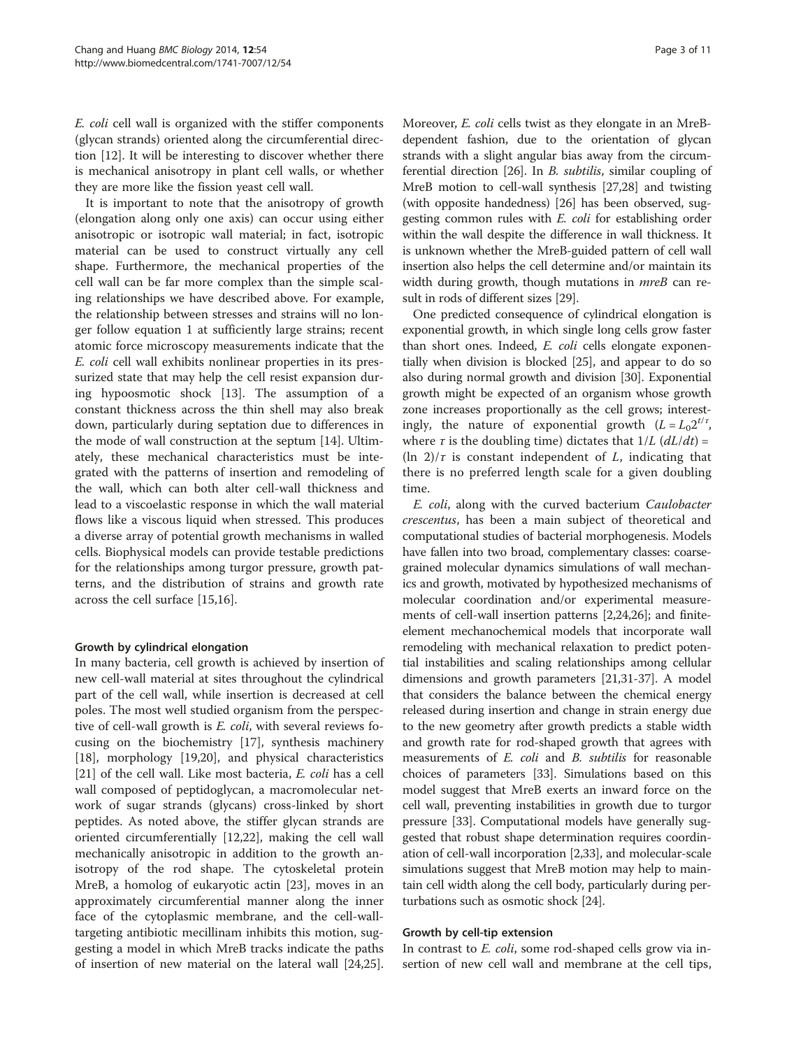*E. coli* cell wall is organized with the stiffer components (glycan strands) oriented along the circumferential direction [12]. It will be interesting to discover whether there is mechanical anisotropy in plant cell walls, or whether they are more like the fission yeast cell wall.

It is important to note that the anisotropy of growth (elongation along only one axis) can occur using either anisotropic or isotropic wall material; in fact, isotropic material can be used to construct virtually any cell shape. Furthermore, the mechanical properties of the cell wall can be far more complex than the simple scaling relationships we have described above. For example, the relationship between stresses and strains will no longer follow equation 1 at sufficiently large strains; recent atomic force microscopy measurements indicate that the *E. coli* cell wall exhibits nonlinear properties in its pressurized state that may help the cell resist expansion during hypoosmotic shock [13]. The assumption of a constant thickness across the thin shell may also break down, particularly during septation due to differences in the mode of wall construction at the septum [14]. Ultimately, these mechanical characteristics must be integrated with the patterns of insertion and remodeling of the wall, which can both alter cell-wall thickness and lead to a viscoelastic response in which the wall material flows like a viscous liquid when stressed. This produces a diverse array of potential growth mechanisms in walled cells. Biophysical models can provide testable predictions for the relationships among turgor pressure, growth patterns, and the distribution of strains and growth rate across the cell surface [15,16].

#### Growth by cylindrical elongation

In many bacteria, cell growth is achieved by insertion of new cell-wall material at sites throughout the cylindrical part of the cell wall, while insertion is decreased at cell poles. The most well studied organism from the perspective of cell-wall growth is *E. coli*, with several reviews focusing on the biochemistry [17], synthesis machinery [18], morphology [19,20], and physical characteristics [21] of the cell wall. Like most bacteria, *E. coli* has a cell wall composed of peptidoglycan, a macromolecular network of sugar strands (glycans) cross-linked by short peptides. As noted above, the stiffer glycan strands are oriented circumferentially [12,22], making the cell wall mechanically anisotropic in addition to the growth anisotropy of the rod shape. The cytoskeletal protein MreB, a homolog of eukaryotic actin [23], moves in an approximately circumferential manner along the inner face of the cytoplasmic membrane, and the cell-wall-targeting antibiotic mecillinam inhibits this motion, suggesting a model in which MreB tracks indicate the paths of insertion of new material on the lateral wall [24,25]. Moreover, *E. coli* cells twist as they elongate in an MreB-dependent fashion, due to the orientation of glycan strands with a slight angular bias away from the circumferential direction [26]. In *B. subtilis*, similar coupling of MreB motion to cell-wall synthesis [27,28] and twisting (with opposite handedness) [26] has been observed, suggesting common rules with *E. coli* for establishing order within the wall despite the difference in wall thickness. It is unknown whether the MreB-guided pattern of cell wall insertion also helps the cell determine and/or maintain its width during growth, though mutations in *mreB* can result in rods of different sizes [29].

One predicted consequence of cylindrical elongation is exponential growth, in which single long cells grow faster than short ones. Indeed, *E. coli* cells elongate exponentially when division is blocked [25], and appear to do so also during normal growth and division [30]. Exponential growth might be expected of an organism whose growth zone increases proportionally as the cell grows; interestingly, the nature of exponential growth ($L = L_0 2^{t/\tau}$, where $\tau$ is the doubling time) dictates that $1/L\ (dL/dt) = (\ln 2)/\tau$ is constant independent of $L$, indicating that there is no preferred length scale for a given doubling time.

*E. coli*, along with the curved bacterium *Caulobacter crescentus*, has been a main subject of theoretical and computational studies of bacterial morphogenesis. Models have fallen into two broad, complementary classes: coarse-grained molecular dynamics simulations of wall mechanics and growth, motivated by hypothesized mechanisms of molecular coordination and/or experimental measurements of cell-wall insertion patterns [2,24,26]; and finite-element mechanochemical models that incorporate wall remodeling with mechanical relaxation to predict potential instabilities and scaling relationships among cellular dimensions and growth parameters [21,31-37]. A model that considers the balance between the chemical energy released during insertion and change in strain energy due to the new geometry after growth predicts a stable width and growth rate for rod-shaped growth that agrees with measurements of *E. coli* and *B. subtilis* for reasonable choices of parameters [33]. Simulations based on this model suggest that MreB exerts an inward force on the cell wall, preventing instabilities in growth due to turgor pressure [33]. Computational models have generally suggested that robust shape determination requires coordination of cell-wall incorporation [2,33], and molecular-scale simulations suggest that MreB motion may help to maintain cell width along the cell body, particularly during perturbations such as osmotic shock [24].

#### Growth by cell-tip extension

In contrast to *E. coli*, some rod-shaped cells grow via insertion of new cell wall and membrane at the cell tips,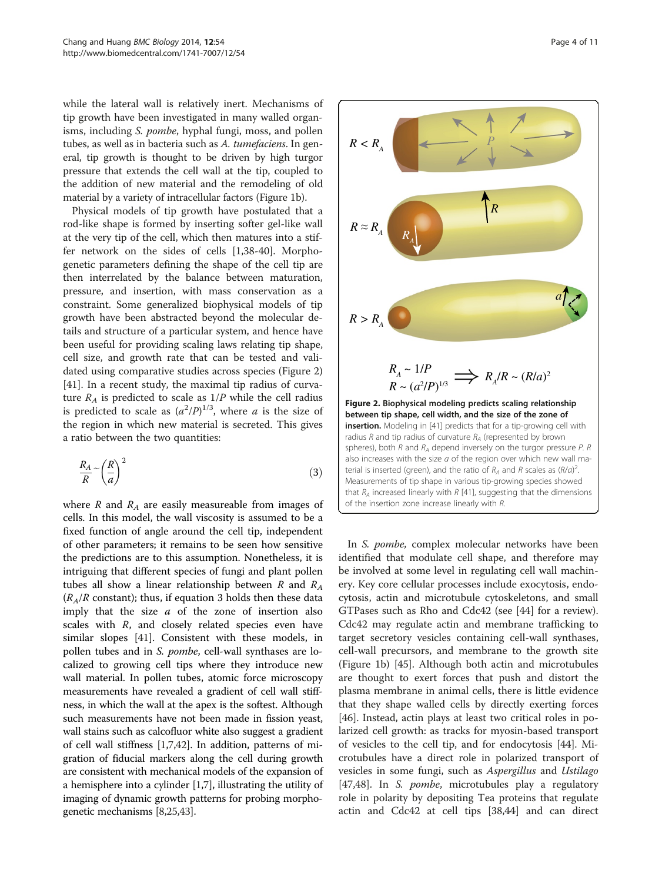while the lateral wall is relatively inert. Mechanisms of tip growth have been investigated in many walled organisms, including *S. pombe*, hyphal fungi, moss, and pollen tubes, as well as in bacteria such as *A. tumefaciens*. In general, tip growth is thought to be driven by high turgor pressure that extends the cell wall at the tip, coupled to the addition of new material and the remodeling of old material by a variety of intracellular factors (Figure 1b).

Physical models of tip growth have postulated that a rod-like shape is formed by inserting softer gel-like wall at the very tip of the cell, which then matures into a stiffer network on the sides of cells [1,38-40]. Morphogenetic parameters defining the shape of the cell tip are then interrelated by the balance between maturation, pressure, and insertion, with mass conservation as a constraint. Some generalized biophysical models of tip growth have been abstracted beyond the molecular details and structure of a particular system, and hence have been useful for providing scaling laws relating tip shape, cell size, and growth rate that can be tested and validated using comparative studies across species (Figure 2) [41]. In a recent study, the maximal tip radius of curvature $R_A$ is predicted to scale as $1/P$ while the cell radius is predicted to scale as $(a^2/P)^{1/3}$, where $a$ is the size of the region in which new material is secreted. This gives a ratio between the two quantities:

$$\frac{R_A}{R} \sim \left(\frac{R}{a}\right)^2 \tag{3}$$

where $R$ and $R_A$ are easily measureable from images of cells. In this model, the wall viscosity is assumed to be a fixed function of angle around the cell tip, independent of other parameters; it remains to be seen how sensitive the predictions are to this assumption. Nonetheless, it is intriguing that different species of fungi and plant pollen tubes all show a linear relationship between $R$ and $R_A$ ($R_A/R$ constant); thus, if equation 3 holds then these data imply that the size $a$ of the zone of insertion also scales with $R$, and closely related species even have similar slopes [41]. Consistent with these models, in pollen tubes and in *S. pombe*, cell-wall synthases are localized to growing cell tips where they introduce new wall material. In pollen tubes, atomic force microscopy measurements have revealed a gradient of cell wall stiffness, in which the wall at the apex is the softest. Although such measurements have not been made in fission yeast, wall stains such as calcofluor white also suggest a gradient of cell wall stiffness [1,7,42]. In addition, patterns of migration of fiducial markers along the cell during growth are consistent with mechanical models of the expansion of a hemisphere into a cylinder [1,7], illustrating the utility of imaging of dynamic growth patterns for probing morphogenetic mechanisms [8,25,43].

$R < R_A$

$R \approx R_A$

$R > R_A$

$$R_A \sim 1/P, \quad R \sim (a^2/P)^{1/3} \implies R_A/R \sim (R/a)^2$$

**Figure 2. Biophysical modeling predicts scaling relationship between tip shape, cell width, and the size of the zone of insertion.** Modeling in [41] predicts that for a tip-growing cell with radius $R$ and tip radius of curvature $R_A$ (represented by brown spheres), both $R$ and $R_A$ depend inversely on the turgor pressure $P$. $R$ also increases with the size $a$ of the region over which new wall material is inserted (green), and the ratio of $R_A$ and $R$ scales as $(R/a)^2$. Measurements of tip shape in various tip-growing species showed that $R_A$ increased linearly with $R$ [41], suggesting that the dimensions of the insertion zone increase linearly with $R$.

In *S. pombe*, complex molecular networks have been identified that modulate cell shape, and therefore may be involved at some level in regulating cell wall machinery. Key core cellular processes include exocytosis, endocytosis, actin and microtubule cytoskeletons, and small GTPases such as Rho and Cdc42 (see [44] for a review). Cdc42 may regulate actin and membrane trafficking to target secretory vesicles containing cell-wall synthases, cell-wall precursors, and membrane to the growth site (Figure 1b) [45]. Although both actin and microtubules are thought to exert forces that push and distort the plasma membrane in animal cells, there is little evidence that they shape walled cells by directly exerting forces [46]. Instead, actin plays at least two critical roles in polarized cell growth: as tracks for myosin-based transport of vesicles to the cell tip, and for endocytosis [44]. Microtubules have a direct role in polarized transport of vesicles in some fungi, such as *Aspergillus* and *Ustilago* [47,48]. In *S. pombe*, microtubules play a regulatory role in polarity by depositing Tea proteins that regulate actin and Cdc42 at cell tips [38,44] and can direct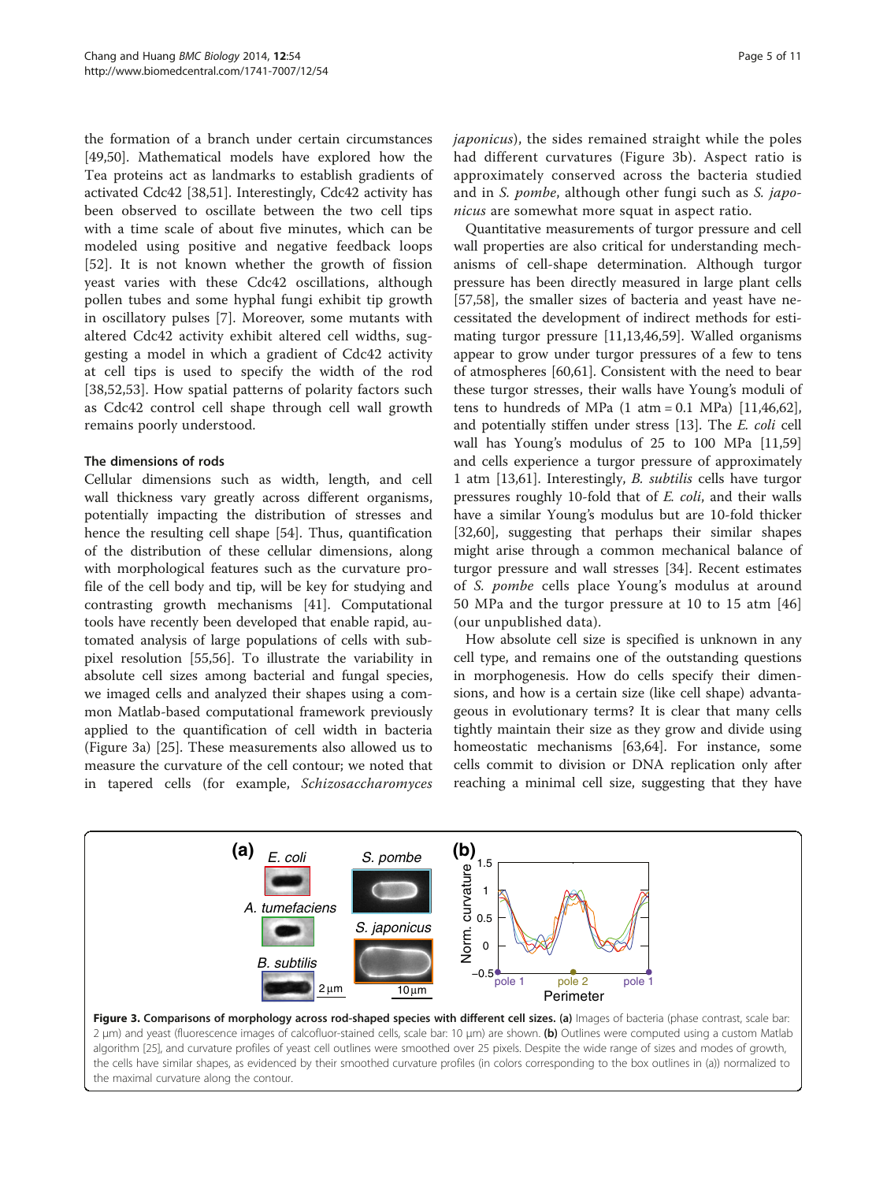the formation of a branch under certain circumstances [49,50]. Mathematical models have explored how the Tea proteins act as landmarks to establish gradients of activated Cdc42 [38,51]. Interestingly, Cdc42 activity has been observed to oscillate between the two cell tips with a time scale of about five minutes, which can be modeled using positive and negative feedback loops [52]. It is not known whether the growth of fission yeast varies with these Cdc42 oscillations, although pollen tubes and some hyphal fungi exhibit tip growth in oscillatory pulses [7]. Moreover, some mutants with altered Cdc42 activity exhibit altered cell widths, suggesting a model in which a gradient of Cdc42 activity at cell tips is used to specify the width of the rod [38,52,53]. How spatial patterns of polarity factors such as Cdc42 control cell shape through cell wall growth remains poorly understood.

#### The dimensions of rods

Cellular dimensions such as width, length, and cell wall thickness vary greatly across different organisms, potentially impacting the distribution of stresses and hence the resulting cell shape [54]. Thus, quantification of the distribution of these cellular dimensions, along with morphological features such as the curvature profile of the cell body and tip, will be key for studying and contrasting growth mechanisms [41]. Computational tools have recently been developed that enable rapid, automated analysis of large populations of cells with subpixel resolution [55,56]. To illustrate the variability in absolute cell sizes among bacterial and fungal species, we imaged cells and analyzed their shapes using a common Matlab-based computational framework previously applied to the quantification of cell width in bacteria (Figure 3a) [25]. These measurements also allowed us to measure the curvature of the cell contour; we noted that in tapered cells (for example, *Schizosaccharomyces japonicus*), the sides remained straight while the poles had different curvatures (Figure 3b). Aspect ratio is approximately conserved across the bacteria studied and in *S. pombe*, although other fungi such as *S. japonicus* are somewhat more squat in aspect ratio.

Quantitative measurements of turgor pressure and cell wall properties are also critical for understanding mechanisms of cell-shape determination. Although turgor pressure has been directly measured in large plant cells [57,58], the smaller sizes of bacteria and yeast have necessitated the development of indirect methods for estimating turgor pressure [11,13,46,59]. Walled organisms appear to grow under turgor pressures of a few to tens of atmospheres [60,61]. Consistent with the need to bear these turgor stresses, their walls have Young's moduli of tens to hundreds of MPa (1 atm = 0.1 MPa) [11,46,62], and potentially stiffen under stress [13]. The *E. coli* cell wall has Young's modulus of 25 to 100 MPa [11,59] and cells experience a turgor pressure of approximately 1 atm [13,61]. Interestingly, *B. subtilis* cells have turgor pressures roughly 10-fold that of *E. coli*, and their walls have a similar Young's modulus but are 10-fold thicker [32,60], suggesting that perhaps their similar shapes might arise through a common mechanical balance of turgor pressure and wall stresses [34]. Recent estimates of *S. pombe* cells place Young's modulus at around 50 MPa and the turgor pressure at 10 to 15 atm [46] (our unpublished data).

How absolute cell size is specified is unknown in any cell type, and remains one of the outstanding questions in morphogenesis. How do cells specify their dimensions, and how is a certain size (like cell shape) advantageous in evolutionary terms? It is clear that many cells tightly maintain their size as they grow and divide using homeostatic mechanisms [63,64]. For instance, some cells commit to division or DNA replication only after reaching a minimal cell size, suggesting that they have

**Figure 3. Comparisons of morphology across rod-shaped species with different cell sizes. (a)** Images of bacteria (phase contrast, scale bar: 2 μm) and yeast (fluorescence images of calcofluor-stained cells, scale bar: 10 μm) are shown. **(b)** Outlines were computed using a custom Matlab algorithm [25], and curvature profiles of yeast cell outlines were smoothed over 25 pixels. Despite the wide range of sizes and modes of growth, the cells have similar shapes, as evidenced by their smoothed curvature profiles (in colors corresponding to the box outlines in (a)) normalized to the maximal curvature along the contour.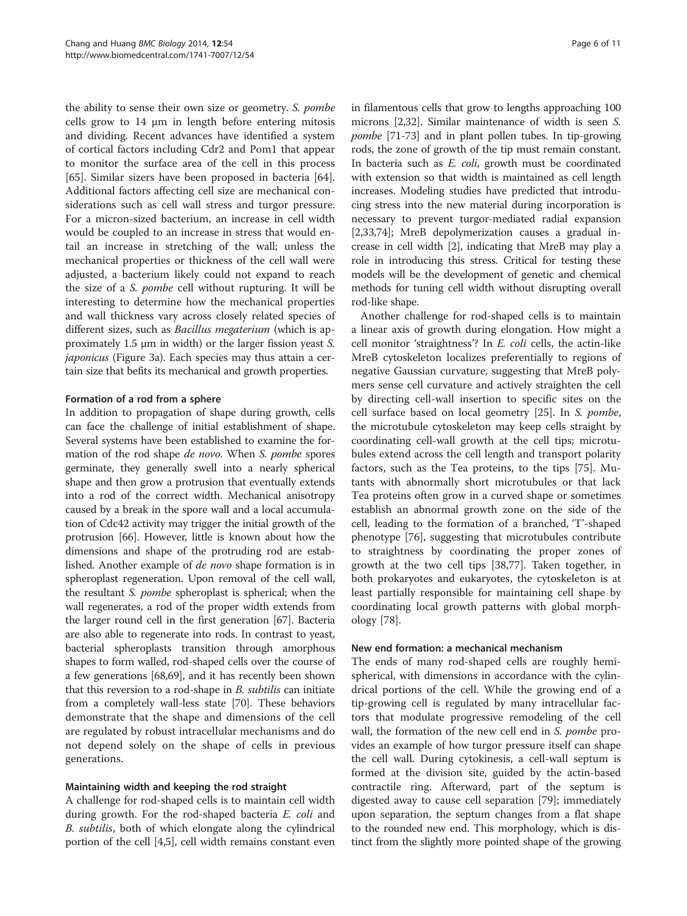the ability to sense their own size or geometry. *S. pombe* cells grow to 14 μm in length before entering mitosis and dividing. Recent advances have identified a system of cortical factors including Cdr2 and Pom1 that appear to monitor the surface area of the cell in this process [65]. Similar sizers have been proposed in bacteria [64]. Additional factors affecting cell size are mechanical considerations such as cell wall stress and turgor pressure. For a micron-sized bacterium, an increase in cell width would be coupled to an increase in stress that would entail an increase in stretching of the wall; unless the mechanical properties or thickness of the cell wall were adjusted, a bacterium likely could not expand to reach the size of a *S. pombe* cell without rupturing. It will be interesting to determine how the mechanical properties and wall thickness vary across closely related species of different sizes, such as *Bacillus megaterium* (which is approximately 1.5 μm in width) or the larger fission yeast *S. japonicus* (Figure 3a). Each species may thus attain a certain size that befits its mechanical and growth properties.

### Formation of a rod from a sphere

In addition to propagation of shape during growth, cells can face the challenge of initial establishment of shape. Several systems have been established to examine the formation of the rod shape *de novo*. When *S. pombe* spores germinate, they generally swell into a nearly spherical shape and then grow a protrusion that eventually extends into a rod of the correct width. Mechanical anisotropy caused by a break in the spore wall and a local accumulation of Cdc42 activity may trigger the initial growth of the protrusion [66]. However, little is known about how the dimensions and shape of the protruding rod are established. Another example of *de novo* shape formation is in spheroplast regeneration. Upon removal of the cell wall, the resultant *S. pombe* spheroplast is spherical; when the wall regenerates, a rod of the proper width extends from the larger round cell in the first generation [67]. Bacteria are also able to regenerate into rods. In contrast to yeast, bacterial spheroplasts transition through amorphous shapes to form walled, rod-shaped cells over the course of a few generations [68,69], and it has recently been shown that this reversion to a rod-shape in *B. subtilis* can initiate from a completely wall-less state [70]. These behaviors demonstrate that the shape and dimensions of the cell are regulated by robust intracellular mechanisms and do not depend solely on the shape of cells in previous generations.

### Maintaining width and keeping the rod straight

A challenge for rod-shaped cells is to maintain cell width during growth. For the rod-shaped bacteria *E. coli* and *B. subtilis*, both of which elongate along the cylindrical portion of the cell [4,5], cell width remains constant even in filamentous cells that grow to lengths approaching 100 microns [2,32]. Similar maintenance of width is seen *S. pombe* [71-73] and in plant pollen tubes. In tip-growing rods, the zone of growth of the tip must remain constant. In bacteria such as *E. coli*, growth must be coordinated with extension so that width is maintained as cell length increases. Modeling studies have predicted that introducing stress into the new material during incorporation is necessary to prevent turgor-mediated radial expansion [2,33,74]; MreB depolymerization causes a gradual increase in cell width [2], indicating that MreB may play a role in introducing this stress. Critical for testing these models will be the development of genetic and chemical methods for tuning cell width without disrupting overall rod-like shape.

Another challenge for rod-shaped cells is to maintain a linear axis of growth during elongation. How might a cell monitor 'straightness'? In *E. coli* cells, the actin-like MreB cytoskeleton localizes preferentially to regions of negative Gaussian curvature, suggesting that MreB polymers sense cell curvature and actively straighten the cell by directing cell-wall insertion to specific sites on the cell surface based on local geometry [25]. In *S. pombe*, the microtubule cytoskeleton may keep cells straight by coordinating cell-wall growth at the cell tips; microtubules extend across the cell length and transport polarity factors, such as the Tea proteins, to the tips [75]. Mutants with abnormally short microtubules or that lack Tea proteins often grow in a curved shape or sometimes establish an abnormal growth zone on the side of the cell, leading to the formation of a branched, 'T'-shaped phenotype [76], suggesting that microtubules contribute to straightness by coordinating the proper zones of growth at the two cell tips [38,77]. Taken together, in both prokaryotes and eukaryotes, the cytoskeleton is at least partially responsible for maintaining cell shape by coordinating local growth patterns with global morphology [78].

### New end formation: a mechanical mechanism

The ends of many rod-shaped cells are roughly hemispherical, with dimensions in accordance with the cylindrical portions of the cell. While the growing end of a tip-growing cell is regulated by many intracellular factors that modulate progressive remodeling of the cell wall, the formation of the new cell end in *S. pombe* provides an example of how turgor pressure itself can shape the cell wall. During cytokinesis, a cell-wall septum is formed at the division site, guided by the actin-based contractile ring. Afterward, part of the septum is digested away to cause cell separation [79]; immediately upon separation, the septum changes from a flat shape to the rounded new end. This morphology, which is distinct from the slightly more pointed shape of the growing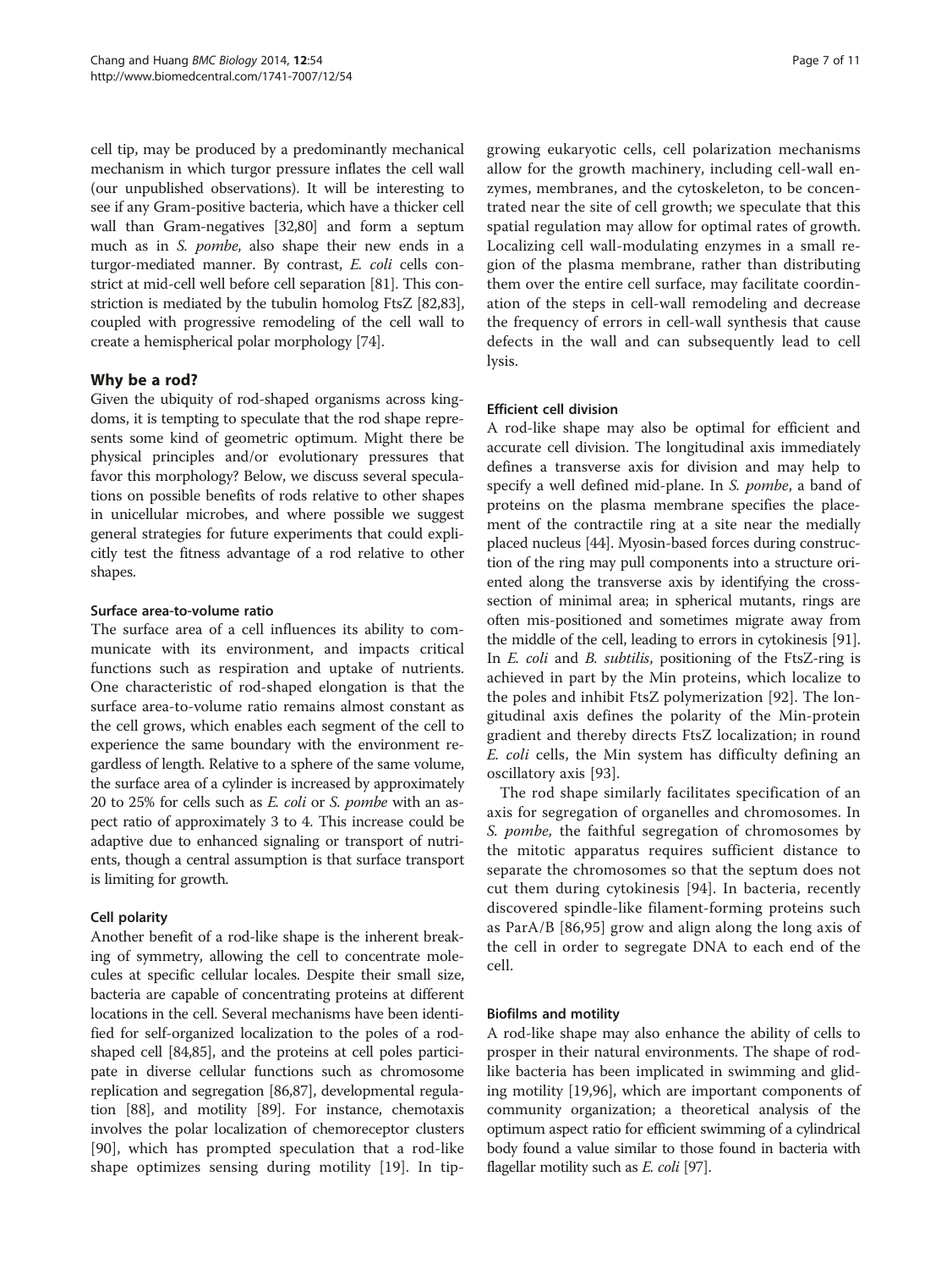cell tip, may be produced by a predominantly mechanical mechanism in which turgor pressure inflates the cell wall (our unpublished observations). It will be interesting to see if any Gram-positive bacteria, which have a thicker cell wall than Gram-negatives [32,80] and form a septum much as in *S. pombe*, also shape their new ends in a turgor-mediated manner. By contrast, *E. coli* cells constrict at mid-cell well before cell separation [81]. This constriction is mediated by the tubulin homolog FtsZ [82,83], coupled with progressive remodeling of the cell wall to create a hemispherical polar morphology [74].

## Why be a rod?

Given the ubiquity of rod-shaped organisms across kingdoms, it is tempting to speculate that the rod shape represents some kind of geometric optimum. Might there be physical principles and/or evolutionary pressures that favor this morphology? Below, we discuss several speculations on possible benefits of rods relative to other shapes in unicellular microbes, and where possible we suggest general strategies for future experiments that could explicitly test the fitness advantage of a rod relative to other shapes.

### Surface area-to-volume ratio

The surface area of a cell influences its ability to communicate with its environment, and impacts critical functions such as respiration and uptake of nutrients. One characteristic of rod-shaped elongation is that the surface area-to-volume ratio remains almost constant as the cell grows, which enables each segment of the cell to experience the same boundary with the environment regardless of length. Relative to a sphere of the same volume, the surface area of a cylinder is increased by approximately 20 to 25% for cells such as *E. coli* or *S. pombe* with an aspect ratio of approximately 3 to 4. This increase could be adaptive due to enhanced signaling or transport of nutrients, though a central assumption is that surface transport is limiting for growth.

### Cell polarity

Another benefit of a rod-like shape is the inherent breaking of symmetry, allowing the cell to concentrate molecules at specific cellular locales. Despite their small size, bacteria are capable of concentrating proteins at different locations in the cell. Several mechanisms have been identified for self-organized localization to the poles of a rod-shaped cell [84,85], and the proteins at cell poles participate in diverse cellular functions such as chromosome replication and segregation [86,87], developmental regulation [88], and motility [89]. For instance, chemotaxis involves the polar localization of chemoreceptor clusters [90], which has prompted speculation that a rod-like shape optimizes sensing during motility [19]. In tip-growing eukaryotic cells, cell polarization mechanisms allow for the growth machinery, including cell-wall enzymes, membranes, and the cytoskeleton, to be concentrated near the site of cell growth; we speculate that this spatial regulation may allow for optimal rates of growth. Localizing cell wall-modulating enzymes in a small region of the plasma membrane, rather than distributing them over the entire cell surface, may facilitate coordination of the steps in cell-wall remodeling and decrease the frequency of errors in cell-wall synthesis that cause defects in the wall and can subsequently lead to cell lysis.

### Efficient cell division

A rod-like shape may also be optimal for efficient and accurate cell division. The longitudinal axis immediately defines a transverse axis for division and may help to specify a well defined mid-plane. In *S. pombe*, a band of proteins on the plasma membrane specifies the placement of the contractile ring at a site near the medially placed nucleus [44]. Myosin-based forces during construction of the ring may pull components into a structure oriented along the transverse axis by identifying the cross-section of minimal area; in spherical mutants, rings are often mis-positioned and sometimes migrate away from the middle of the cell, leading to errors in cytokinesis [91]. In *E. coli* and *B. subtilis*, positioning of the FtsZ-ring is achieved in part by the Min proteins, which localize to the poles and inhibit FtsZ polymerization [92]. The longitudinal axis defines the polarity of the Min-protein gradient and thereby directs FtsZ localization; in round *E. coli* cells, the Min system has difficulty defining an oscillatory axis [93].

The rod shape similarly facilitates specification of an axis for segregation of organelles and chromosomes. In *S. pombe*, the faithful segregation of chromosomes by the mitotic apparatus requires sufficient distance to separate the chromosomes so that the septum does not cut them during cytokinesis [94]. In bacteria, recently discovered spindle-like filament-forming proteins such as ParA/B [86,95] grow and align along the long axis of the cell in order to segregate DNA to each end of the cell.

### Biofilms and motility

A rod-like shape may also enhance the ability of cells to prosper in their natural environments. The shape of rod-like bacteria has been implicated in swimming and gliding motility [19,96], which are important components of community organization; a theoretical analysis of the optimum aspect ratio for efficient swimming of a cylindrical body found a value similar to those found in bacteria with flagellar motility such as *E. coli* [97].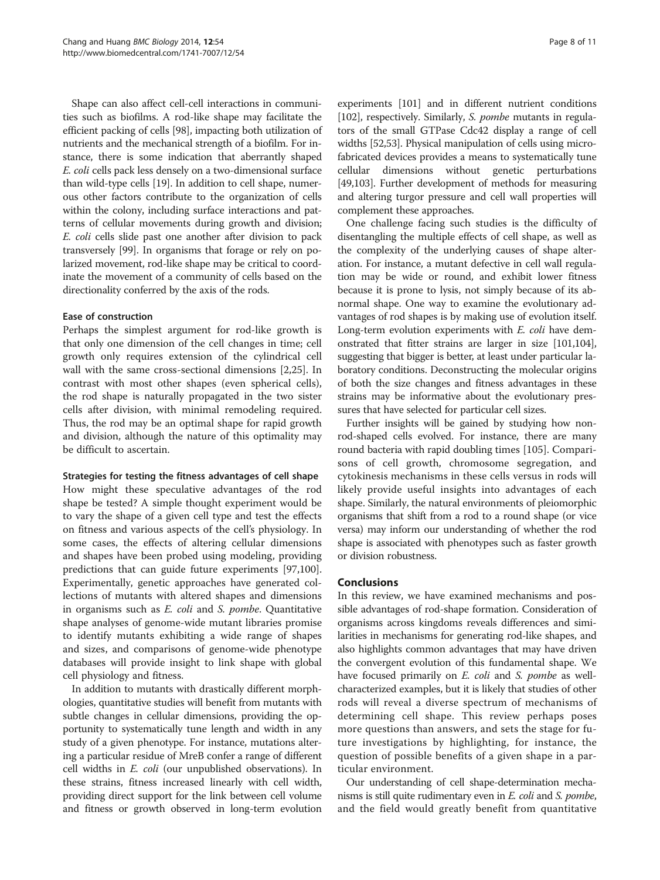Shape can also affect cell-cell interactions in communities such as biofilms. A rod-like shape may facilitate the efficient packing of cells [98], impacting both utilization of nutrients and the mechanical strength of a biofilm. For instance, there is some indication that aberrantly shaped *E. coli* cells pack less densely on a two-dimensional surface than wild-type cells [19]. In addition to cell shape, numerous other factors contribute to the organization of cells within the colony, including surface interactions and patterns of cellular movements during growth and division; *E. coli* cells slide past one another after division to pack transversely [99]. In organisms that forage or rely on polarized movement, rod-like shape may be critical to coordinate the movement of a community of cells based on the directionality conferred by the axis of the rods.

#### Ease of construction

Perhaps the simplest argument for rod-like growth is that only one dimension of the cell changes in time; cell growth only requires extension of the cylindrical cell wall with the same cross-sectional dimensions [2,25]. In contrast with most other shapes (even spherical cells), the rod shape is naturally propagated in the two sister cells after division, with minimal remodeling required. Thus, the rod may be an optimal shape for rapid growth and division, although the nature of this optimality may be difficult to ascertain.

#### Strategies for testing the fitness advantages of cell shape

How might these speculative advantages of the rod shape be tested? A simple thought experiment would be to vary the shape of a given cell type and test the effects on fitness and various aspects of the cell's physiology. In some cases, the effects of altering cellular dimensions and shapes have been probed using modeling, providing predictions that can guide future experiments [97,100]. Experimentally, genetic approaches have generated collections of mutants with altered shapes and dimensions in organisms such as *E. coli* and *S. pombe*. Quantitative shape analyses of genome-wide mutant libraries promise to identify mutants exhibiting a wide range of shapes and sizes, and comparisons of genome-wide phenotype databases will provide insight to link shape with global cell physiology and fitness.

In addition to mutants with drastically different morphologies, quantitative studies will benefit from mutants with subtle changes in cellular dimensions, providing the opportunity to systematically tune length and width in any study of a given phenotype. For instance, mutations altering a particular residue of MreB confer a range of different cell widths in *E. coli* (our unpublished observations). In these strains, fitness increased linearly with cell width, providing direct support for the link between cell volume and fitness or growth observed in long-term evolution experiments [101] and in different nutrient conditions [102], respectively. Similarly, *S. pombe* mutants in regulators of the small GTPase Cdc42 display a range of cell widths [52,53]. Physical manipulation of cells using microfabricated devices provides a means to systematically tune cellular dimensions without genetic perturbations [49,103]. Further development of methods for measuring and altering turgor pressure and cell wall properties will complement these approaches.

One challenge facing such studies is the difficulty of disentangling the multiple effects of cell shape, as well as the complexity of the underlying causes of shape alteration. For instance, a mutant defective in cell wall regulation may be wide or round, and exhibit lower fitness because it is prone to lysis, not simply because of its abnormal shape. One way to examine the evolutionary advantages of rod shapes is by making use of evolution itself. Long-term evolution experiments with *E. coli* have demonstrated that fitter strains are larger in size [101,104], suggesting that bigger is better, at least under particular laboratory conditions. Deconstructing the molecular origins of both the size changes and fitness advantages in these strains may be informative about the evolutionary pressures that have selected for particular cell sizes.

Further insights will be gained by studying how non-rod-shaped cells evolved. For instance, there are many round bacteria with rapid doubling times [105]. Comparisons of cell growth, chromosome segregation, and cytokinesis mechanisms in these cells versus in rods will likely provide useful insights into advantages of each shape. Similarly, the natural environments of pleiomorphic organisms that shift from a rod to a round shape (or vice versa) may inform our understanding of whether the rod shape is associated with phenotypes such as faster growth or division robustness.

## Conclusions

In this review, we have examined mechanisms and possible advantages of rod-shape formation. Consideration of organisms across kingdoms reveals differences and similarities in mechanisms for generating rod-like shapes, and also highlights common advantages that may have driven the convergent evolution of this fundamental shape. We have focused primarily on *E. coli* and *S. pombe* as well-characterized examples, but it is likely that studies of other rods will reveal a diverse spectrum of mechanisms of determining cell shape. This review perhaps poses more questions than answers, and sets the stage for future investigations by highlighting, for instance, the question of possible benefits of a given shape in a particular environment.

Our understanding of cell shape-determination mechanisms is still quite rudimentary even in *E. coli* and *S. pombe*, and the field would greatly benefit from quantitative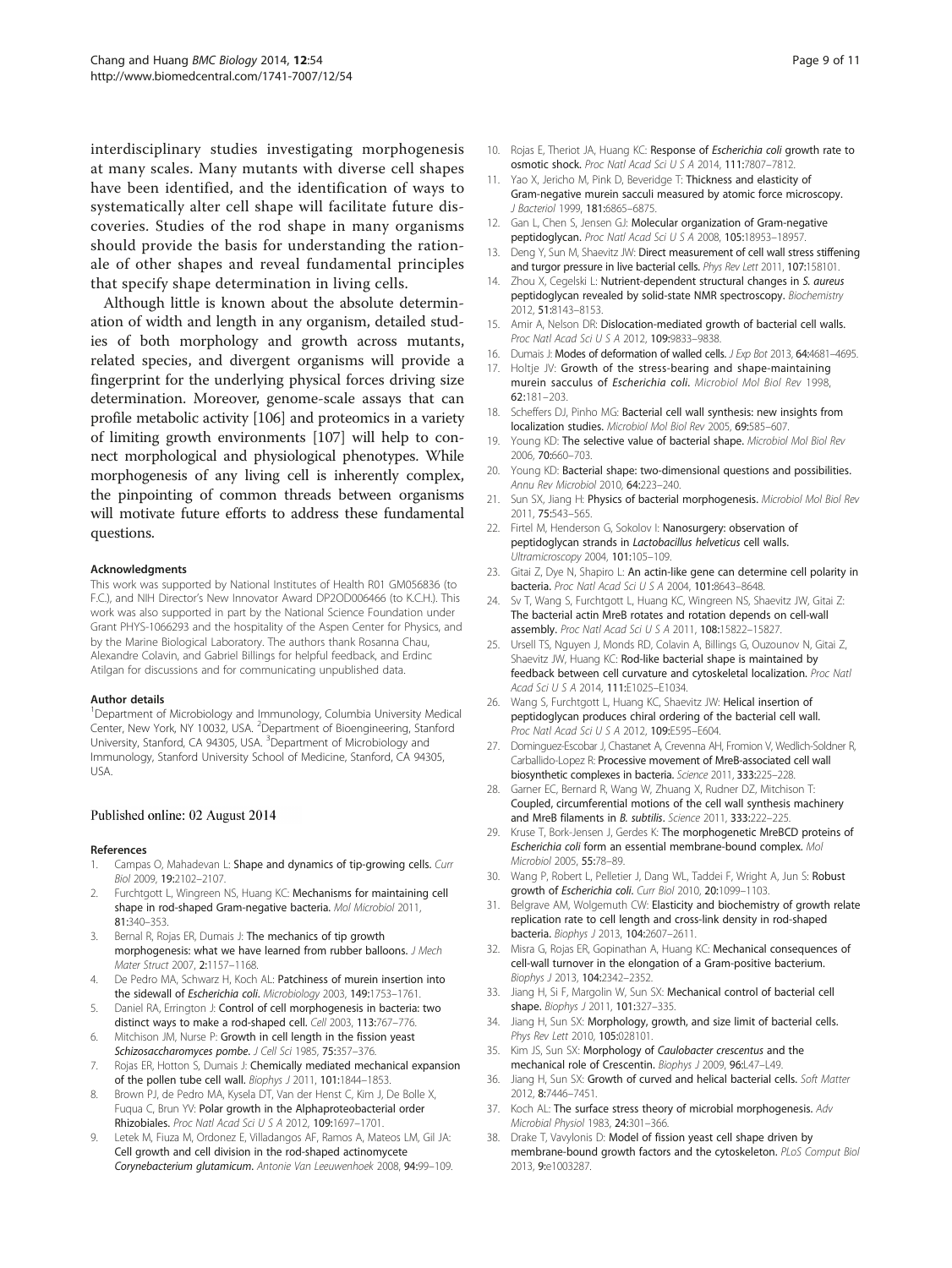interdisciplinary studies investigating morphogenesis at many scales. Many mutants with diverse cell shapes have been identified, and the identification of ways to systematically alter cell shape will facilitate future discoveries. Studies of the rod shape in many organisms should provide the basis for understanding the rationale of other shapes and reveal fundamental principles that specify shape determination in living cells.

Although little is known about the absolute determination of width and length in any organism, detailed studies of both morphology and growth across mutants, related species, and divergent organisms will provide a fingerprint for the underlying physical forces driving size determination. Moreover, genome-scale assays that can profile metabolic activity [106] and proteomics in a variety of limiting growth environments [107] will help to connect morphological and physiological phenotypes. While morphogenesis of any living cell is inherently complex, the pinpointing of common threads between organisms will motivate future efforts to address these fundamental questions.

#### Acknowledgments

This work was supported by National Institutes of Health R01 GM056836 (to F.C.), and NIH Director's New Innovator Award DP2OD006466 (to K.C.H.). This work was also supported in part by the National Science Foundation under Grant PHYS-1066293 and the hospitality of the Aspen Center for Physics, and by the Marine Biological Laboratory. The authors thank Rosanna Chau, Alexandre Colavin, and Gabriel Billings for helpful feedback, and Erdinc Atilgan for discussions and for communicating unpublished data.

#### Author details

[1]Department of Microbiology and Immunology, Columbia University Medical Center, New York, NY 10032, USA. [2]Department of Bioengineering, Stanford University, Stanford, CA 94305, USA. [3]Department of Microbiology and Immunology, Stanford University School of Medicine, Stanford, CA 94305, USA.

Published online: 02 August 2014

#### References

1. Campas O, Mahadevan L: **Shape and dynamics of tip-growing cells.** *Curr Biol* 2009, **19:**2102–2107.
2. Furchtgott L, Wingreen NS, Huang KC: **Mechanisms for maintaining cell shape in rod-shaped Gram-negative bacteria.** *Mol Microbiol* 2011, **81:**340–353.
3. Bernal R, Rojas ER, Dumais J: **The mechanics of tip growth morphogenesis: what we have learned from rubber balloons.** *J Mech Mater Struct* 2007, **2:**1157–1168.
4. De Pedro MA, Schwarz H, Koch AL: **Patchiness of murein insertion into the sidewall of** ***Escherichia coli*****.** *Microbiology* 2003, **149:**1753–1761.
5. Daniel RA, Errington J: **Control of cell morphogenesis in bacteria: two distinct ways to make a rod-shaped cell.** *Cell* 2003, **113:**767–776.
6. Mitchison JM, Nurse P: **Growth in cell length in the fission yeast** ***Schizosaccharomyces pombe*****.** *J Cell Sci* 1985, **75:**357–376.
7. Rojas ER, Hotton S, Dumais J: **Chemically mediated mechanical expansion of the pollen tube cell wall.** *Biophys J* 2011, **101:**1844–1853.
8. Brown PJ, de Pedro MA, Kysela DT, Van der Henst C, Kim J, De Bolle X, Fuqua C, Brun YV: **Polar growth in the Alphaproteobacterial order Rhizobiales.** *Proc Natl Acad Sci U S A* 2012, **109:**1697–1701.
9. Letek M, Fiuza M, Ordonez E, Villadangos AF, Ramos A, Mateos LM, Gil JA: **Cell growth and cell division in the rod-shaped actinomycete** ***Corynebacterium glutamicum*****.** *Antonie Van Leeuwenhoek* 2008, **94:**99–109.
10. Rojas E, Theriot JA, Huang KC: **Response of** ***Escherichia coli*** **growth rate to osmotic shock.** *Proc Natl Acad Sci U S A* 2014, **111:**7807–7812.
11. Yao X, Jericho M, Pink D, Beveridge T: **Thickness and elasticity of Gram-negative murein sacculi measured by atomic force microscopy.** *J Bacteriol* 1999, **181:**6865–6875.
12. Gan L, Chen S, Jensen GJ: **Molecular organization of Gram-negative peptidoglycan.** *Proc Natl Acad Sci U S A* 2008, **105:**18953–18957.
13. Deng Y, Sun M, Shaevitz JW: **Direct measurement of cell wall stress stiffening and turgor pressure in live bacterial cells.** *Phys Rev Lett* 2011, **107:**158101.
14. Zhou X, Cegelski L: **Nutrient-dependent structural changes in** ***S. aureus*** **peptidoglycan revealed by solid-state NMR spectroscopy.** *Biochemistry* 2012, **51:**8143–8153.
15. Amir A, Nelson DR: **Dislocation-mediated growth of bacterial cell walls.** *Proc Natl Acad Sci U S A* 2012, **109:**9833–9838.
16. Dumais J: **Modes of deformation of walled cells.** *J Exp Bot* 2013, **64:**4681–4695.
17. Holtje JV: **Growth of the stress-bearing and shape-maintaining murein sacculus of** ***Escherichia coli*****.** *Microbiol Mol Biol Rev* 1998, **62:**181–203.
18. Scheffers DJ, Pinho MG: **Bacterial cell wall synthesis: new insights from localization studies.** *Microbiol Mol Biol Rev* 2005, **69:**585–607.
19. Young KD: **The selective value of bacterial shape.** *Microbiol Mol Biol Rev* 2006, **70:**660–703.
20. Young KD: **Bacterial shape: two-dimensional questions and possibilities.** *Annu Rev Microbiol* 2010, **64:**223–240.
21. Sun SX, Jiang H: **Physics of bacterial morphogenesis.** *Microbiol Mol Biol Rev* 2011, **75:**543–565.
22. Firtel M, Henderson G, Sokolov I: **Nanosurgery: observation of peptidoglycan strands in** ***Lactobacillus helveticus*** **cell walls.** *Ultramicroscopy* 2004, **101:**105–109.
23. Gitai Z, Dye N, Shapiro L: **An actin-like gene can determine cell polarity in bacteria.** *Proc Natl Acad Sci U S A* 2004, **101:**8643–8648.
24. Sv T, Wang S, Furchtgott L, Huang KC, Wingreen NS, Shaevitz JW, Gitai Z: **The bacterial actin MreB rotates and rotation depends on cell-wall assembly.** *Proc Natl Acad Sci U S A* 2011, **108:**15822–15827.
25. Ursell TS, Nguyen J, Monds RD, Colavin A, Billings G, Ouzounov N, Gitai Z, Shaevitz JW, Huang KC: **Rod-like bacterial shape is maintained by feedback between cell curvature and cytoskeletal localization.** *Proc Natl Acad Sci U S A* 2014, **111:**E1025–E1034.
26. Wang S, Furchtgott L, Huang KC, Shaevitz JW: **Helical insertion of peptidoglycan produces chiral ordering of the bacterial cell wall.** *Proc Natl Acad Sci U S A* 2012, **109:**E595–E604.
27. Dominguez-Escobar J, Chastanet A, Crevenna AH, Fromion V, Wedlich-Soldner R, Carballido-Lopez R: **Processive movement of MreB-associated cell wall biosynthetic complexes in bacteria.** *Science* 2011, **333:**225–228.
28. Garner EC, Bernard R, Wang W, Zhuang X, Rudner DZ, Mitchison T: **Coupled, circumferential motions of the cell wall synthesis machinery and MreB filaments in** ***B. subtilis*****.** *Science* 2011, **333:**222–225.
29. Kruse T, Bork-Jensen J, Gerdes K: **The morphogenetic MreBCD proteins of** ***Escherichia coli*** **form an essential membrane-bound complex.** *Mol Microbiol* 2005, **55:**78–89.
30. Wang P, Robert L, Pelletier J, Dang WL, Taddei F, Wright A, Jun S: **Robust growth of** ***Escherichia coli*****.** *Curr Biol* 2010, **20:**1099–1103.
31. Belgrave AM, Wolgemuth CW: **Elasticity and biochemistry of growth relate replication rate to cell length and cross-link density in rod-shaped bacteria.** *Biophys J* 2013, **104:**2607–2611.
32. Misra G, Rojas ER, Gopinathan A, Huang KC: **Mechanical consequences of cell-wall turnover in the elongation of a Gram-positive bacterium.** *Biophys J* 2013, **104:**2342–2352.
33. Jiang H, Si F, Margolin W, Sun SX: **Mechanical control of bacterial cell shape.** *Biophys J* 2011, **101:**327–335.
34. Jiang H, Sun SX: **Morphology, growth, and size limit of bacterial cells.** *Phys Rev Lett* 2010, **105:**028101.
35. Kim JS, Sun SX: **Morphology of** ***Caulobacter crescentus*** **and the mechanical role of Crescentin.** *Biophys J* 2009, **96:**L47–L49.
36. Jiang H, Sun SX: **Growth of curved and helical bacterial cells.** *Soft Matter* 2012, **8:**7446–7451.
37. Koch AL: **The surface stress theory of microbial morphogenesis.** *Adv Microbial Physiol* 1983, **24:**301–366.
38. Drake T, Vavylonis D: **Model of fission yeast cell shape driven by membrane-bound growth factors and the cytoskeleton.** *PLoS Comput Biol* 2013, **9:**e1003287.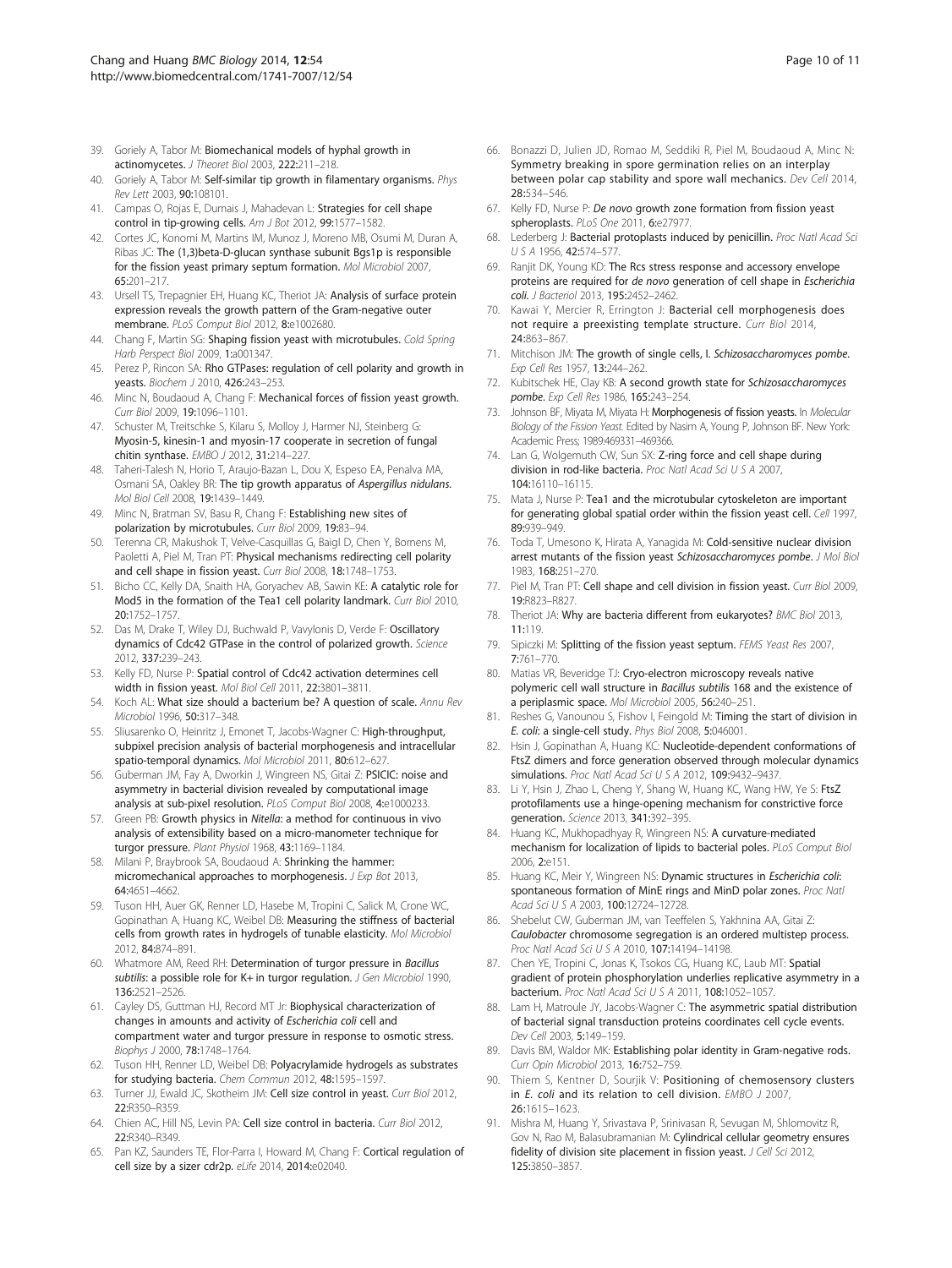39. Goriely A, Tabor M: Biomechanical models of hyphal growth in actinomycetes. *J Theoret Biol* 2003, **222:**211–218.
40. Goriely A, Tabor M: Self-similar tip growth in filamentary organisms. *Phys Rev Lett* 2003, **90:**108101.
41. Campas O, Rojas E, Dumais J, Mahadevan L: Strategies for cell shape control in tip-growing cells. *Am J Bot* 2012, **99:**1577–1582.
42. Cortes JC, Konomi M, Martins IM, Munoz J, Moreno MB, Osumi M, Duran A, Ribas JC: The (1,3)beta-D-glucan synthase subunit Bgs1p is responsible for the fission yeast primary septum formation. *Mol Microbiol* 2007, **65:**201–217.
43. Ursell TS, Trepagnier EH, Huang KC, Theriot JA: Analysis of surface protein expression reveals the growth pattern of the Gram-negative outer membrane. *PLoS Comput Biol* 2012, **8:**e1002680.
44. Chang F, Martin SG: Shaping fission yeast with microtubules. *Cold Spring Harb Perspect Biol* 2009, **1:**a001347.
45. Perez P, Rincon SA: Rho GTPases: regulation of cell polarity and growth in yeasts. *Biochem J* 2010, **426:**243–253.
46. Minc N, Boudaoud A, Chang F: Mechanical forces of fission yeast growth. *Curr Biol* 2009, **19:**1096–1101.
47. Schuster M, Treitschke S, Kilaru S, Molloy J, Harmer NJ, Steinberg G: Myosin-5, kinesin-1 and myosin-17 cooperate in secretion of fungal chitin synthase. *EMBO J* 2012, **31:**214–227.
48. Taheri-Talesh N, Horio T, Araujo-Bazan L, Dou X, Espeso EA, Penalva MA, Osmani SA, Oakley BR: The tip growth apparatus of *Aspergillus nidulans*. *Mol Biol Cell* 2008, **19:**1439–1449.
49. Minc N, Bratman SV, Basu R, Chang F: Establishing new sites of polarization by microtubules. *Curr Biol* 2009, **19:**83–94.
50. Terenna CR, Makushok T, Velve-Casquillas G, Baigl D, Chen Y, Bornens M, Paoletti A, Piel M, Tran PT: Physical mechanisms redirecting cell polarity and cell shape in fission yeast. *Curr Biol* 2008, **18:**1748–1753.
51. Bicho CC, Kelly DA, Snaith HA, Goryachev AB, Sawin KE: A catalytic role for Mod5 in the formation of the Tea1 cell polarity landmark. *Curr Biol* 2010, **20:**1752–1757.
52. Das M, Drake T, Wiley DJ, Buchwald P, Vavylonis D, Verde F: Oscillatory dynamics of Cdc42 GTPase in the control of polarized growth. *Science* 2012, **337:**239–243.
53. Kelly FD, Nurse P: Spatial control of Cdc42 activation determines cell width in fission yeast. *Mol Biol Cell* 2011, **22:**3801–3811.
54. Koch AL: What size should a bacterium be? A question of scale. *Annu Rev Microbiol* 1996, **50:**317–348.
55. Sliusarenko O, Heinritz J, Emonet T, Jacobs-Wagner C: High-throughput, subpixel precision analysis of bacterial morphogenesis and intracellular spatio-temporal dynamics. *Mol Microbiol* 2011, **80:**612–627.
56. Guberman JM, Fay A, Dworkin J, Wingreen NS, Gitai Z: PSICIC: noise and asymmetry in bacterial division revealed by computational image analysis at sub-pixel resolution. *PLoS Comput Biol* 2008, **4:**e1000233.
57. Green PB: Growth physics in *Nitella*: a method for continuous in vivo analysis of extensibility based on a micro-manometer technique for turgor pressure. *Plant Physiol* 1968, **43:**1169–1184.
58. Milani P, Braybrook SA, Boudaoud A: Shrinking the hammer: micromechanical approaches to morphogenesis. *J Exp Bot* 2013, **64:**4651–4662.
59. Tuson HH, Auer GK, Renner LD, Hasebe M, Tropini C, Salick M, Crone WC, Gopinathan A, Huang KC, Weibel DB: Measuring the stiffness of bacterial cells from growth rates in hydrogels of tunable elasticity. *Mol Microbiol* 2012, **84:**874–891.
60. Whatmore AM, Reed RH: Determination of turgor pressure in *Bacillus subtilis*: a possible role for K+ in turgor regulation. *J Gen Microbiol* 1990, **136:**2521–2526.
61. Cayley DS, Guttman HJ, Record MT Jr: Biophysical characterization of changes in amounts and activity of *Escherichia coli* cell and compartment water and turgor pressure in response to osmotic stress. *Biophys J* 2000, **78:**1748–1764.
62. Tuson HH, Renner LD, Weibel DB: Polyacrylamide hydrogels as substrates for studying bacteria. *Chem Commun* 2012, **48:**1595–1597.
63. Turner JJ, Ewald JC, Skotheim JM: Cell size control in yeast. *Curr Biol* 2012, **22:**R350–R359.
64. Chien AC, Hill NS, Levin PA: Cell size control in bacteria. *Curr Biol* 2012, **22:**R340–R349.
65. Pan KZ, Saunders TE, Flor-Parra I, Howard M, Chang F: Cortical regulation of cell size by a sizer cdr2p. *eLife* 2014, **2014:**e02040.
66. Bonazzi D, Julien JD, Romao M, Seddiki R, Piel M, Boudaoud A, Minc N: Symmetry breaking in spore germination relies on an interplay between polar cap stability and spore wall mechanics. *Dev Cell* 2014, **28:**534–546.
67. Kelly FD, Nurse P: *De novo* growth zone formation from fission yeast spheroplasts. *PLoS One* 2011, **6:**e27977.
68. Lederberg J: Bacterial protoplasts induced by penicillin. *Proc Natl Acad Sci U S A* 1956, **42:**574–577.
69. Ranjit DK, Young KD: The Rcs stress response and accessory envelope proteins are required for *de novo* generation of cell shape in *Escherichia coli*. *J Bacteriol* 2013, **195:**2452–2462.
70. Kawai Y, Mercier R, Errington J: Bacterial cell morphogenesis does not require a preexisting template structure. *Curr Biol* 2014, **24:**863–867.
71. Mitchison JM: The growth of single cells, I. *Schizosaccharomyces pombe*. *Exp Cell Res* 1957, **13:**244–262.
72. Kubitschek HE, Clay KB: A second growth state for *Schizosaccharomyces pombe*. *Exp Cell Res* 1986, **165:**243–254.
73. Johnson BF, Miyata M, Miyata H: Morphogenesis of fission yeasts. In *Molecular Biology of the Fission Yeast*. Edited by Nasim A, Young P, Johnson BF. New York: Academic Press; 1989:469331–469366.
74. Lan G, Wolgemuth CW, Sun SX: Z-ring force and cell shape during division in rod-like bacteria. *Proc Natl Acad Sci U S A* 2007, **104:**16110–16115.
75. Mata J, Nurse P: Tea1 and the microtubular cytoskeleton are important for generating global spatial order within the fission yeast cell. *Cell* 1997, **89:**939–949.
76. Toda T, Umesono K, Hirata A, Yanagida M: Cold-sensitive nuclear division arrest mutants of the fission yeast *Schizosaccharomyces pombe*. *J Mol Biol* 1983, **168:**251–270.
77. Piel M, Tran PT: Cell shape and cell division in fission yeast. *Curr Biol* 2009, **19:**R823–R827.
78. Theriot JA: Why are bacteria different from eukaryotes? *BMC Biol* 2013, **11:**119.
79. Sipiczki M: Splitting of the fission yeast septum. *FEMS Yeast Res* 2007, **7:**761–770.
80. Matias VR, Beveridge TJ: Cryo-electron microscopy reveals native polymeric cell wall structure in *Bacillus subtilis* 168 and the existence of a periplasmic space. *Mol Microbiol* 2005, **56:**240–251.
81. Reshes G, Vanounou S, Fishov I, Feingold M: Timing the start of division in *E. coli*: a single-cell study. *Phys Biol* 2008, **5:**046001.
82. Hsin J, Gopinathan A, Huang KC: Nucleotide-dependent conformations of FtsZ dimers and force generation observed through molecular dynamics simulations. *Proc Natl Acad Sci U S A* 2012, **109:**9432–9437.
83. Li Y, Hsin J, Zhao L, Cheng Y, Shang W, Huang KC, Wang HW, Ye S: FtsZ protofilaments use a hinge-opening mechanism for constrictive force generation. *Science* 2013, **341:**392–395.
84. Huang KC, Mukhopadhyay R, Wingreen NS: A curvature-mediated mechanism for localization of lipids to bacterial poles. *PLoS Comput Biol* 2006, **2:**e151.
85. Huang KC, Meir Y, Wingreen NS: Dynamic structures in *Escherichia coli*: spontaneous formation of MinE rings and MinD polar zones. *Proc Natl Acad Sci U S A* 2003, **100:**12724–12728.
86. Shebelut CW, Guberman JM, van Teeffelen S, Yakhnina AA, Gitai Z: *Caulobacter* chromosome segregation is an ordered multistep process. *Proc Natl Acad Sci U S A* 2010, **107:**14194–14198.
87. Chen YE, Tropini C, Jonas K, Tsokos CG, Huang KC, Laub MT: Spatial gradient of protein phosphorylation underlies replicative asymmetry in a bacterium. *Proc Natl Acad Sci U S A* 2011, **108:**1052–1057.
88. Lam H, Matroule JY, Jacobs-Wagner C: The asymmetric spatial distribution of bacterial signal transduction proteins coordinates cell cycle events. *Dev Cell* 2003, **5:**149–159.
89. Davis BM, Waldor MK: Establishing polar identity in Gram-negative rods. *Curr Opin Microbiol* 2013, **16:**752–759.
90. Thiem S, Kentner D, Sourjik V: Positioning of chemosensory clusters in *E. coli* and its relation to cell division. *EMBO J* 2007, **26:**1615–1623.
91. Mishra M, Huang Y, Srivastava P, Srinivasan R, Sevugan M, Shlomovitz R, Gov N, Rao M, Balasubramanian M: Cylindrical cellular geometry ensures fidelity of division site placement in fission yeast. *J Cell Sci* 2012, **125:**3850–3857.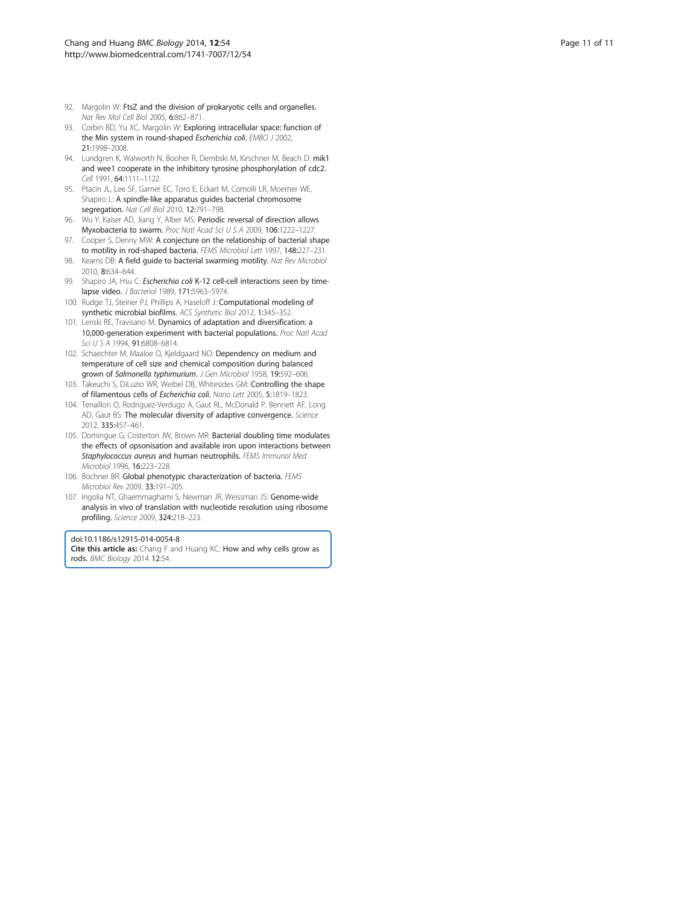92. Margolin W: **FtsZ and the division of prokaryotic cells and organelles.** *Nat Rev Mol Cell Biol* 2005, **6:**862–871.
93. Corbin BD, Yu XC, Margolin W: **Exploring intracellular space: function of the Min system in round-shaped *Escherichia coli*.** *EMBO J* 2002, **21:**1998–2008.
94. Lundgren K, Walworth N, Booher R, Dembski M, Kirschner M, Beach D: **mik1 and wee1 cooperate in the inhibitory tyrosine phosphorylation of cdc2.** *Cell* 1991, **64:**1111–1122.
95. Ptacin JL, Lee SF, Garner EC, Toro E, Eckart M, Comolli LR, Moerner WE, Shapiro L: **A spindle-like apparatus guides bacterial chromosome segregation.** *Nat Cell Biol* 2010, **12:**791–798.
96. Wu Y, Kaiser AD, Jiang Y, Alber MS: **Periodic reversal of direction allows Myxobacteria to swarm.** *Proc Natl Acad Sci U S A* 2009, **106:**1222–1227.
97. Cooper S, Denny MW: **A conjecture on the relationship of bacterial shape to motility in rod-shaped bacteria.** *FEMS Microbiol Lett* 1997, **148:**227–231.
98. Kearns DB: **A field guide to bacterial swarming motility.** *Nat Rev Microbiol* 2010, **8:**634–644.
99. Shapiro JA, Hsu C: ***Escherichia coli* K-12 cell-cell interactions seen by time-lapse video.** *J Bacteriol* 1989, **171:**5963–5974.
100. Rudge TJ, Steiner PJ, Phillips A, Haseloff J: **Computational modeling of synthetic microbial biofilms.** *ACS Synthetic Biol* 2012, **1:**345–352.
101. Lenski RE, Travisano M: **Dynamics of adaptation and diversification: a 10,000-generation experiment with bacterial populations.** *Proc Natl Acad Sci U S A* 1994, **91:**6808–6814.
102. Schaechter M, Maaloe O, Kjeldgaard NO: **Dependency on medium and temperature of cell size and chemical composition during balanced grown of *Salmonella typhimurium*.** *J Gen Microbiol* 1958, **19:**592–606.
103. Takeuchi S, DiLuzio WR, Weibel DB, Whitesides GM: **Controlling the shape of filamentous cells of *Escherichia coli*.** *Nano Lett* 2005, **5:**1819–1823.
104. Tenaillon O, Rodriguez-Verdugo A, Gaut RL, McDonald P, Bennett AF, Long AD, Gaut BS: **The molecular diversity of adaptive convergence.** *Science* 2012, **335:**457–461.
105. Domingue G, Costerton JW, Brown MR: **Bacterial doubling time modulates the effects of opsonisation and available iron upon interactions between *Staphylococcus aureus* and human neutrophils.** *FEMS Immunol Med Microbiol* 1996, **16:**223–228.
106. Bochner BR: **Global phenotypic characterization of bacteria.** *FEMS Microbiol Rev* 2009, **33:**191–205.
107. Ingolia NT, Ghaemmaghami S, Newman JR, Weissman JS: **Genome-wide analysis in vivo of translation with nucleotide resolution using ribosome profiling.** *Science* 2009, **324:**218–223.

doi:10.1186/s12915-014-0054-8
**Cite this article as:** Chang F and Huang KC: **How and why cells grow as rods.** *BMC Biology* 2014 **12**:54.